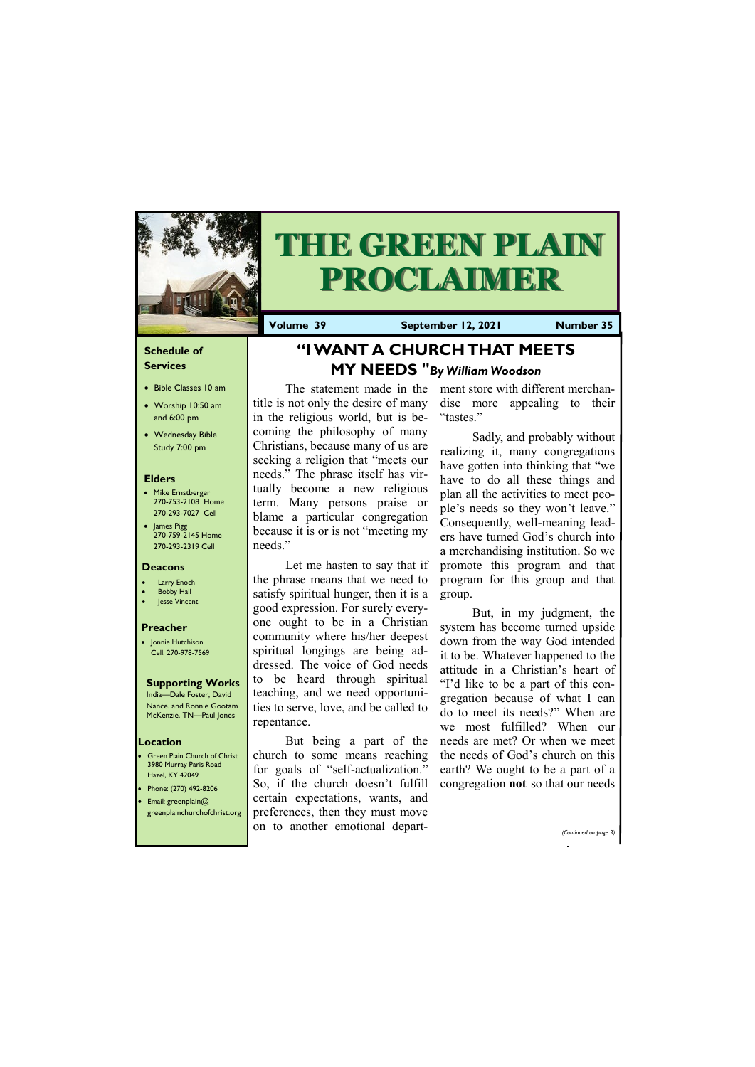# THE GREEN PLAIN PROCLAIMER

**Volume 39** **September 12, 2021** **Number 35**

### Schedule of Services

- Bible Classes 10 am
- Worship 10:50 am and 6:00 pm
- Wednesday Bible Study 7:00 pm

### Elders

- Mike Ernstberger 270-753-2108 Home 270-293-7027 Cell
- James Pigg 270-759-2145 Home 270-293-2319 Cell

### Deacons

- Larry Enoch
- Bobby Hall
- Jesse Vincent

### Preacher

- Jonnie Hutchison Cell: 270-978-7569

### Supporting Works

India—Dale Foster, David Nance. and Ronnie Gootam McKenzie, TN—Paul Jones

### Location

- Green Plain Church of Christ 3980 Murray Paris Road Hazel, KY 42049
- Phone: (270) 492-8206
- Email: greenplain@greenplainchurchofchrist.org

## "I WANT A CHURCH THAT MEETS MY NEEDS "*By William Woodson*

The statement made in the title is not only the desire of many in the religious world, but is becoming the philosophy of many Christians, because many of us are seeking a religion that "meets our needs." The phrase itself has virtually become a new religious term. Many persons praise or blame a particular congregation because it is or is not "meeting my needs."

Let me hasten to say that if the phrase means that we need to satisfy spiritual hunger, then it is a good expression. For surely everyone ought to be in a Christian community where his/her deepest spiritual longings are being addressed. The voice of God needs to be heard through spiritual teaching, and we need opportunities to serve, love, and be called to repentance.

But being a part of the church to some means reaching for goals of "self-actualization." So, if the church doesn't fulfill certain expectations, wants, and preferences, then they must move on to another emotional department store with different merchandise more appealing to their "tastes."

Sadly, and probably without realizing it, many congregations have gotten into thinking that "we have to do all these things and plan all the activities to meet people's needs so they won't leave." Consequently, well-meaning leaders have turned God's church into a merchandising institution. So we promote this program and that program for this group and that group.

But, in my judgment, the system has become turned upside down from the way God intended it to be. Whatever happened to the attitude in a Christian's heart of "I'd like to be a part of this congregation because of what I can do to meet its needs?" When are we most fulfilled? When our needs are met? Or when we meet the needs of God's church on this earth? We ought to be a part of a congregation **not** so that our needs

*(Continued on page 3)*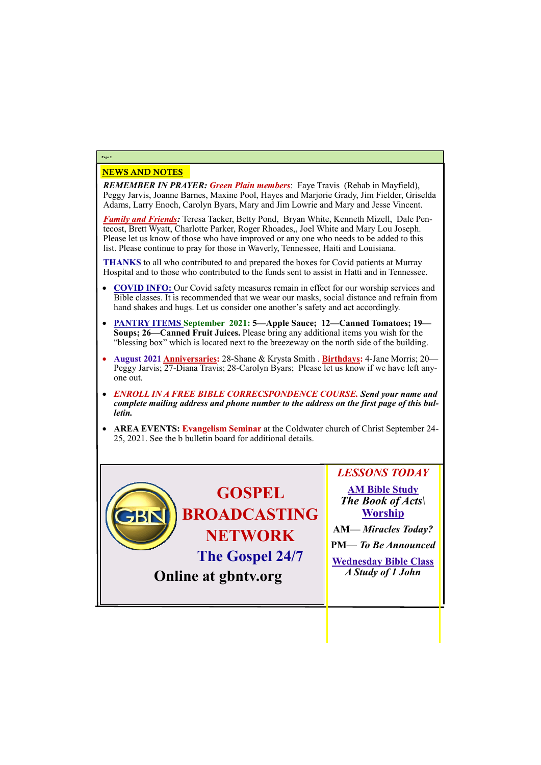## NEWS AND NOTES

***REMEMBER IN PRAYER:*** ***Green Plain members***: Faye Travis (Rehab in Mayfield), Peggy Jarvis, Joanne Barnes, Maxine Pool, Hayes and Marjorie Grady, Jim Fielder, Griselda Adams, Larry Enoch, Carolyn Byars, Mary and Jim Lowrie and Mary and Jesse Vincent.

***Family and Friends:*** Teresa Tacker, Betty Pond, Bryan White, Kenneth Mizell, Dale Pentecost, Brett Wyatt, Charlotte Parker, Roger Rhoades,, Joel White and Mary Lou Joseph. Please let us know of those who have improved or any one who needs to be added to this list. Please continue to pray for those in Waverly, Tennessee, Haiti and Louisiana.

**THANKS** to all who contributed to and prepared the boxes for Covid patients at Murray Hospital and to those who contributed to the funds sent to assist in Hatti and in Tennessee.

- **COVID INFO:** Our Covid safety measures remain in effect for our worship services and Bible classes. It is recommended that we wear our masks, social distance and refrain from hand shakes and hugs. Let us consider one another's safety and act accordingly.
- **PANTRY ITEMS September 2021: 5—Apple Sauce; 12—Canned Tomatoes; 19—Soups; 26—Canned Fruit Juices.** Please bring any additional items you wish for the "blessing box" which is located next to the breezeway on the north side of the building.
- **August 2021 Anniversaries:** 28-Shane & Krysta Smith . **Birthdays:** 4-Jane Morris; 20—Peggy Jarvis; 27-Diana Travis; 28-Carolyn Byars; Please let us know if we have left anyone out.
- ***ENROLL IN A FREE BIBLE CORRECSPONDENCE COURSE. Send your name and complete mailing address and phone number to the address on the first page of this bulletin.***
- **AREA EVENTS: Evangelism Seminar** at the Coldwater church of Christ September 24-25, 2021. See the b bulletin board for additional details.

**GOSPEL BROADCASTING NETWORK**

**The Gospel 24/7**

**Online at gbntv.org**

### *LESSONS TODAY*

**AM Bible Study**
***The Book of Acts\***

**Worship**

**AM—** ***Miracles Today?***

**PM—** ***To Be Announced***

**Wednesday Bible Class**
***A Study of 1 John***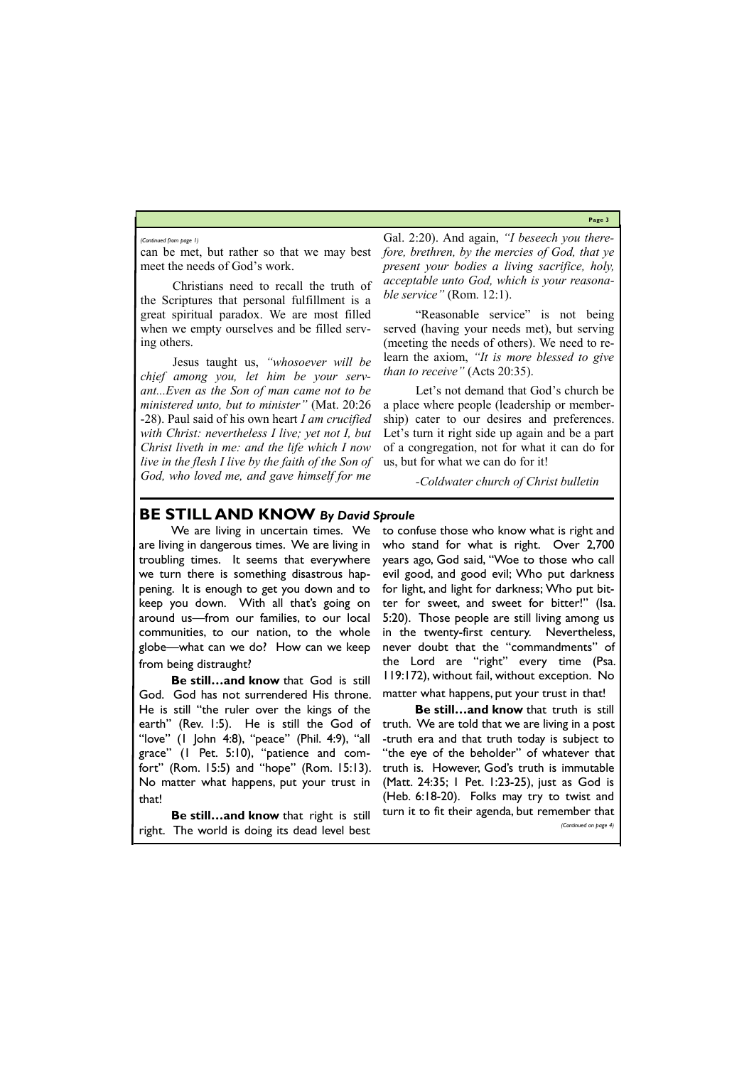*(Continued from page 1)*

can be met, but rather so that we may best meet the needs of God's work.

Christians need to recall the truth of the Scriptures that personal fulfillment is a great spiritual paradox. We are most filled when we empty ourselves and be filled serving others.

Jesus taught us, *"whosoever will be chief among you, let him be your servant...Even as the Son of man came not to be ministered unto, but to minister"* (Mat. 20:26-28). Paul said of his own heart *I am crucified with Christ: nevertheless I live; yet not I, but Christ liveth in me: and the life which I now live in the flesh I live by the faith of the Son of God, who loved me, and gave himself for me* Gal. 2:20). And again, *"I beseech you therefore, brethren, by the mercies of God, that ye present your bodies a living sacrifice, holy, acceptable unto God, which is your reasonable service"* (Rom. 12:1).

"Reasonable service" is not being served (having your needs met), but serving (meeting the needs of others). We need to relearn the axiom, *"It is more blessed to give than to receive"* (Acts 20:35).

Let's not demand that God's church be a place where people (leadership or membership) cater to our desires and preferences. Let's turn it right side up again and be a part of a congregation, not for what it can do for us, but for what we can do for it!

*-Coldwater church of Christ bulletin*

## BE STILL AND KNOW *By David Sproule*

We are living in uncertain times. We are living in dangerous times. We are living in troubling times. It seems that everywhere we turn there is something disastrous happening. It is enough to get you down and to keep you down. With all that's going on around us—from our families, to our local communities, to our nation, to the whole globe—what can we do? How can we keep from being distraught?

**Be still…and know** that God is still God. God has not surrendered His throne. He is still "the ruler over the kings of the earth" (Rev. 1:5). He is still the God of "love" (1 John 4:8), "peace" (Phil. 4:9), "all grace" (1 Pet. 5:10), "patience and comfort" (Rom. 15:5) and "hope" (Rom. 15:13). No matter what happens, put your trust in that!

**Be still…and know** that right is still right. The world is doing its dead level best to confuse those who know what is right and who stand for what is right. Over 2,700 years ago, God said, "Woe to those who call evil good, and good evil; Who put darkness for light, and light for darkness; Who put bitter for sweet, and sweet for bitter!" (Isa. 5:20). Those people are still living among us in the twenty-first century. Nevertheless, never doubt that the "commandments" of the Lord are "right" every time (Psa. 119:172), without fail, without exception. No matter what happens, put your trust in that!

**Be still…and know** that truth is still truth. We are told that we are living in a post-truth era and that truth today is subject to "the eye of the beholder" of whatever that truth is. However, God's truth is immutable (Matt. 24:35; 1 Pet. 1:23-25), just as God is (Heb. 6:18-20). Folks may try to twist and turn it to fit their agenda, but remember that

*(Continued on page 4)*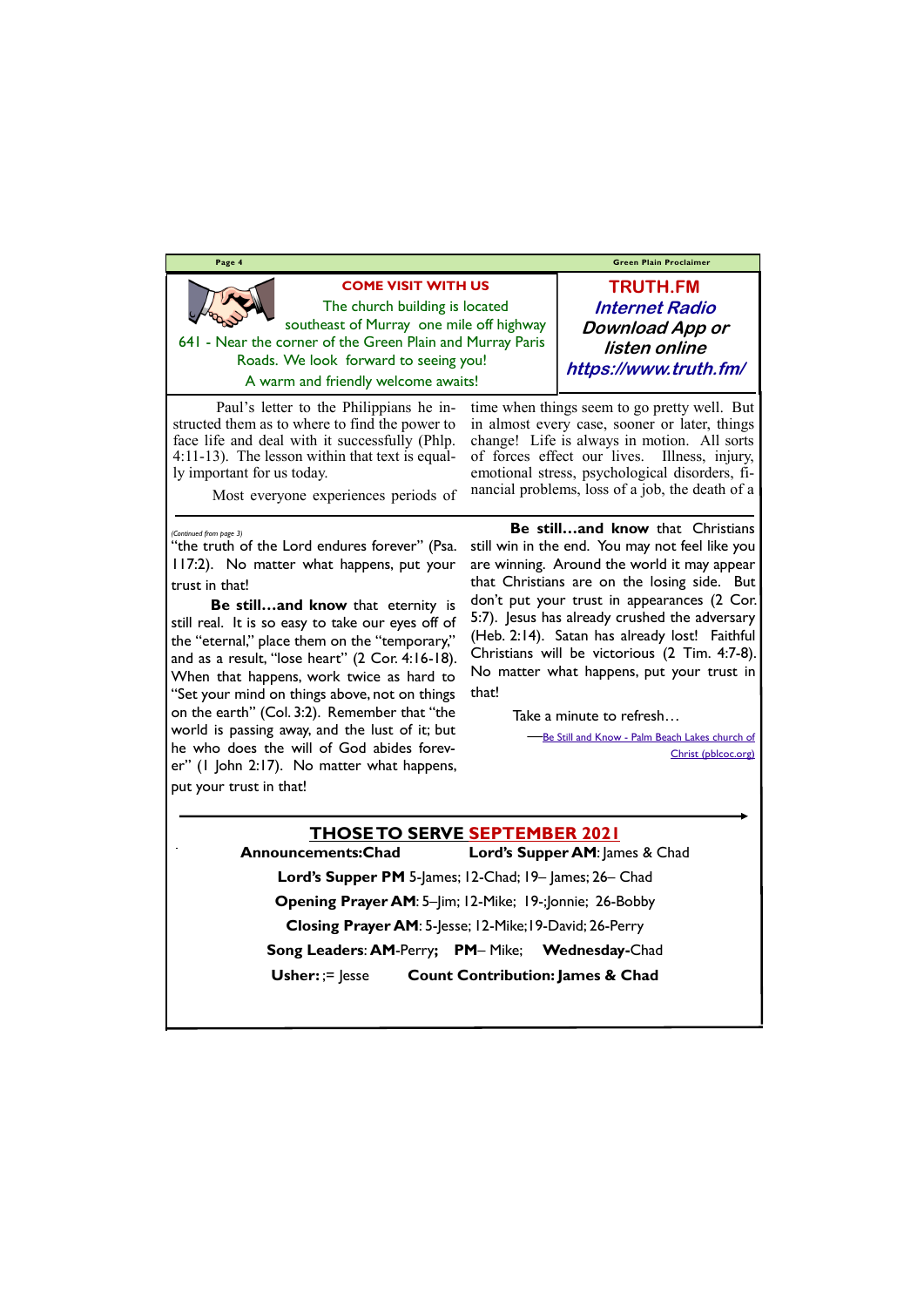## COME VISIT WITH US

The church building is located southeast of Murray one mile off highway 641 - Near the corner of the Green Plain and Murray Paris Roads. We look forward to seeing you!

A warm and friendly welcome awaits!

## TRUTH.FM

***Internet Radio***

***Download App or listen online***

***https://www.truth.fm/***

Paul's letter to the Philippians he instructed them as to where to find the power to face life and deal with it successfully (Phlp. 4:11-13). The lesson within that text is equally important for us today.

Most everyone experiences periods of time when things seem to go pretty well. But in almost every case, sooner or later, things change! Life is always in motion. All sorts of forces effect our lives. Illness, injury, emotional stress, psychological disorders, financial problems, loss of a job, the death of a

*(Continued from page 3)*

"the truth of the Lord endures forever" (Psa. 117:2). No matter what happens, put your trust in that!

**Be still…and know** that eternity is still real. It is so easy to take our eyes off of the "eternal," place them on the "temporary," and as a result, "lose heart" (2 Cor. 4:16-18). When that happens, work twice as hard to "Set your mind on things above, not on things on the earth" (Col. 3:2). Remember that "the world is passing away, and the lust of it; but he who does the will of God abides forever" (I John 2:17). No matter what happens, put your trust in that!

**Be still…and know** that Christians still win in the end. You may not feel like you are winning. Around the world it may appear that Christians are on the losing side. But don't put your trust in appearances (2 Cor. 5:7). Jesus has already crushed the adversary (Heb. 2:14). Satan has already lost! Faithful Christians will be victorious (2 Tim. 4:7-8). No matter what happens, put your trust in that!

Take a minute to refresh…

—Be Still and Know - Palm Beach Lakes church of Christ (pblcoc.org)

## THOSE TO SERVE SEPTEMBER 2021

**Announcements:Chad** **Lord's Supper AM**: James & Chad

**Lord's Supper PM** 5-James; 12-Chad; 19– James; 26– Chad

**Opening Prayer AM**: 5–Jim; 12-Mike; 19-;Jonnie; 26-Bobby

**Closing Prayer AM**: 5-Jesse; 12-Mike;19-David; 26-Perry

**Song Leaders**: **AM**-Perry**;** **PM**– Mike; **Wednesday**-Chad

**Usher:** ;= Jesse **Count Contribution: James & Chad**